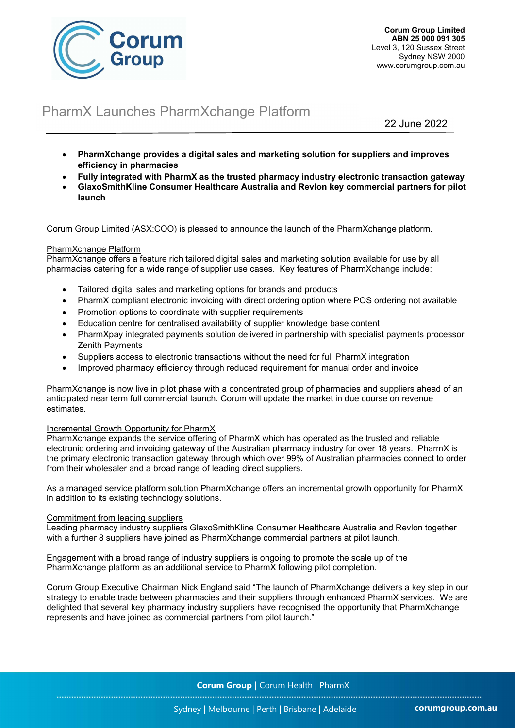Corum Group Limited
ABN 25 000 091 305
Level 3, 120 Sussex Street
Sydney NSW 2000
www.corumgroup.com.au

# PharmX Launches PharmXchange Platform

22 June 2022

- **PharmXchange provides a digital sales and marketing solution for suppliers and improves efficiency in pharmacies**
- **Fully integrated with PharmX as the trusted pharmacy industry electronic transaction gateway**
- **GlaxoSmithKline Consumer Healthcare Australia and Revlon key commercial partners for pilot launch**

Corum Group Limited (ASX:COO) is pleased to announce the launch of the PharmXchange platform.

## PharmXchange Platform

PharmXchange offers a feature rich tailored digital sales and marketing solution available for use by all pharmacies catering for a wide range of supplier use cases. Key features of PharmXchange include:

- Tailored digital sales and marketing options for brands and products
- PharmX compliant electronic invoicing with direct ordering option where POS ordering not available
- Promotion options to coordinate with supplier requirements
- Education centre for centralised availability of supplier knowledge base content
- PharmXpay integrated payments solution delivered in partnership with specialist payments processor Zenith Payments
- Suppliers access to electronic transactions without the need for full PharmX integration
- Improved pharmacy efficiency through reduced requirement for manual order and invoice

PharmXchange is now live in pilot phase with a concentrated group of pharmacies and suppliers ahead of an anticipated near term full commercial launch. Corum will update the market in due course on revenue estimates.

## Incremental Growth Opportunity for PharmX

PharmXchange expands the service offering of PharmX which has operated as the trusted and reliable electronic ordering and invoicing gateway of the Australian pharmacy industry for over 18 years. PharmX is the primary electronic transaction gateway through which over 99% of Australian pharmacies connect to order from their wholesaler and a broad range of leading direct suppliers.

As a managed service platform solution PharmXchange offers an incremental growth opportunity for PharmX in addition to its existing technology solutions.

## Commitment from leading suppliers

Leading pharmacy industry suppliers GlaxoSmithKline Consumer Healthcare Australia and Revlon together with a further 8 suppliers have joined as PharmXchange commercial partners at pilot launch.

Engagement with a broad range of industry suppliers is ongoing to promote the scale up of the PharmXchange platform as an additional service to PharmX following pilot completion.

Corum Group Executive Chairman Nick England said "The launch of PharmXchange delivers a key step in our strategy to enable trade between pharmacies and their suppliers through enhanced PharmX services. We are delighted that several key pharmacy industry suppliers have recognised the opportunity that PharmXchange represents and have joined as commercial partners from pilot launch."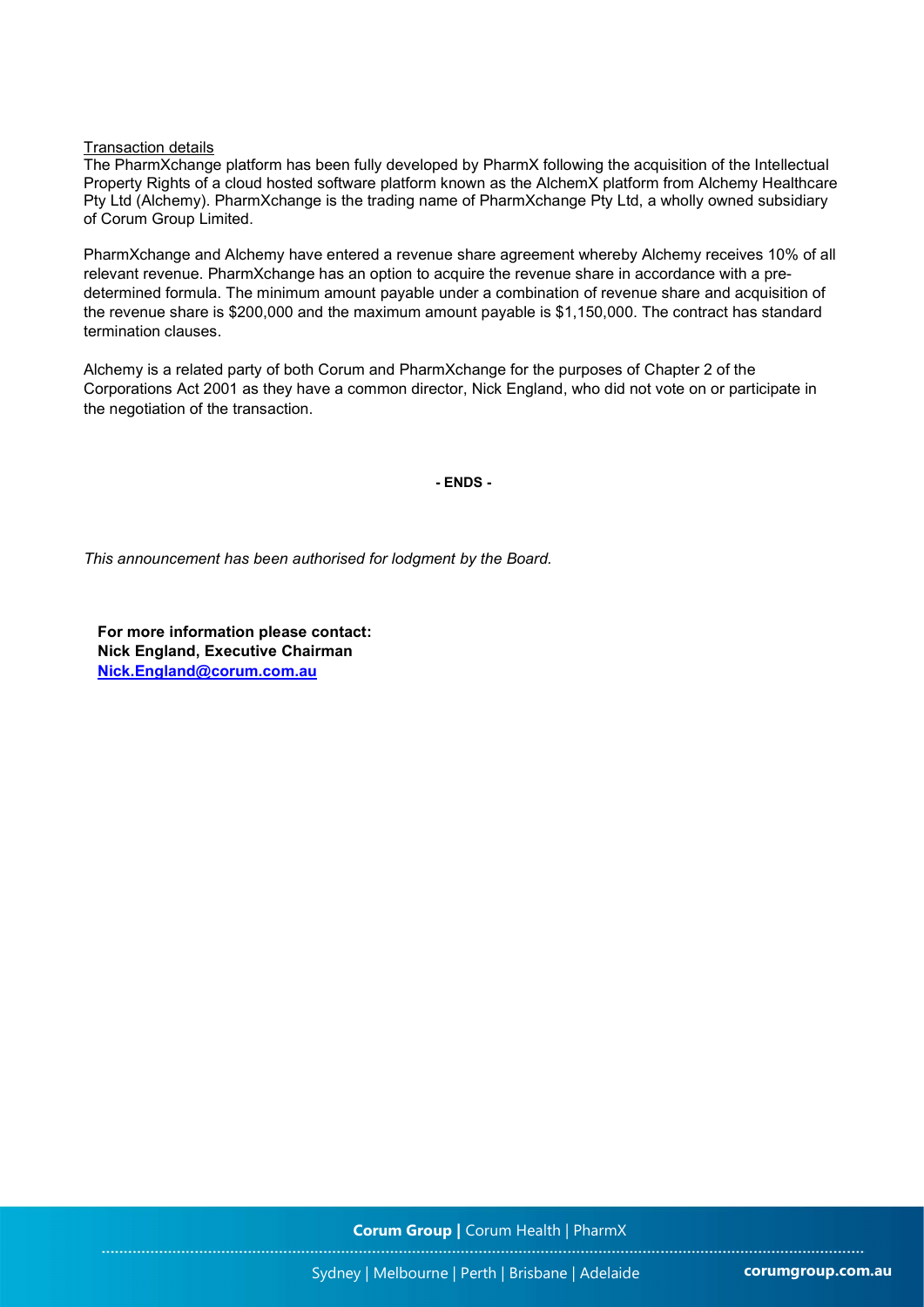Transaction details

The PharmXchange platform has been fully developed by PharmX following the acquisition of the Intellectual Property Rights of a cloud hosted software platform known as the AlchemX platform from Alchemy Healthcare Pty Ltd (Alchemy). PharmXchange is the trading name of PharmXchange Pty Ltd, a wholly owned subsidiary of Corum Group Limited.

PharmXchange and Alchemy have entered a revenue share agreement whereby Alchemy receives 10% of all relevant revenue. PharmXchange has an option to acquire the revenue share in accordance with a pre-determined formula. The minimum amount payable under a combination of revenue share and acquisition of the revenue share is $200,000 and the maximum amount payable is $1,150,000. The contract has standard termination clauses.

Alchemy is a related party of both Corum and PharmXchange for the purposes of Chapter 2 of the Corporations Act 2001 as they have a common director, Nick England, who did not vote on or participate in the negotiation of the transaction.

**- ENDS -**

*This announcement has been authorised for lodgment by the Board.*

**For more information please contact:**
**Nick England, Executive Chairman**
**Nick.England@corum.com.au**